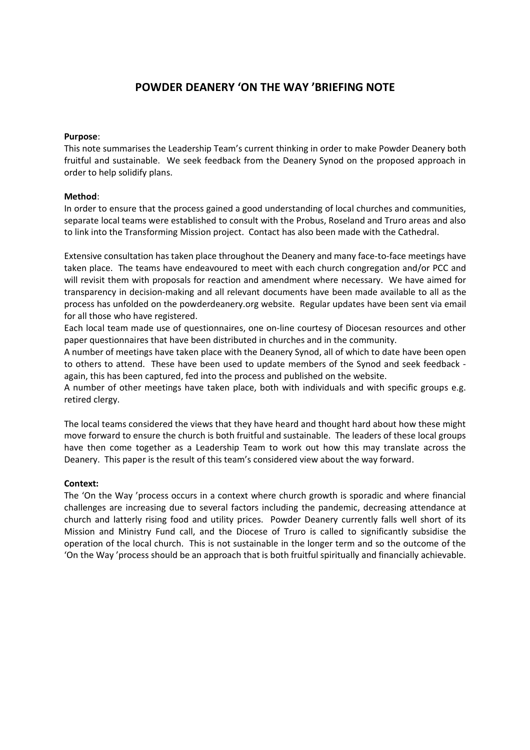# POWDER DEANERY 'ON THE WAY 'BRIEFING NOTE

**Purpose**:
This note summarises the Leadership Team's current thinking in order to make Powder Deanery both fruitful and sustainable. We seek feedback from the Deanery Synod on the proposed approach in order to help solidify plans.

**Method**:
In order to ensure that the process gained a good understanding of local churches and communities, separate local teams were established to consult with the Probus, Roseland and Truro areas and also to link into the Transforming Mission project. Contact has also been made with the Cathedral.

Extensive consultation has taken place throughout the Deanery and many face-to-face meetings have taken place. The teams have endeavoured to meet with each church congregation and/or PCC and will revisit them with proposals for reaction and amendment where necessary. We have aimed for transparency in decision-making and all relevant documents have been made available to all as the process has unfolded on the powderdeanery.org website. Regular updates have been sent via email for all those who have registered.

Each local team made use of questionnaires, one on-line courtesy of Diocesan resources and other paper questionnaires that have been distributed in churches and in the community.

A number of meetings have taken place with the Deanery Synod, all of which to date have been open to others to attend. These have been used to update members of the Synod and seek feedback - again, this has been captured, fed into the process and published on the website.

A number of other meetings have taken place, both with individuals and with specific groups e.g. retired clergy.

The local teams considered the views that they have heard and thought hard about how these might move forward to ensure the church is both fruitful and sustainable. The leaders of these local groups have then come together as a Leadership Team to work out how this may translate across the Deanery. This paper is the result of this team's considered view about the way forward.

**Context:**
The 'On the Way 'process occurs in a context where church growth is sporadic and where financial challenges are increasing due to several factors including the pandemic, decreasing attendance at church and latterly rising food and utility prices. Powder Deanery currently falls well short of its Mission and Ministry Fund call, and the Diocese of Truro is called to significantly subsidise the operation of the local church. This is not sustainable in the longer term and so the outcome of the 'On the Way 'process should be an approach that is both fruitful spiritually and financially achievable.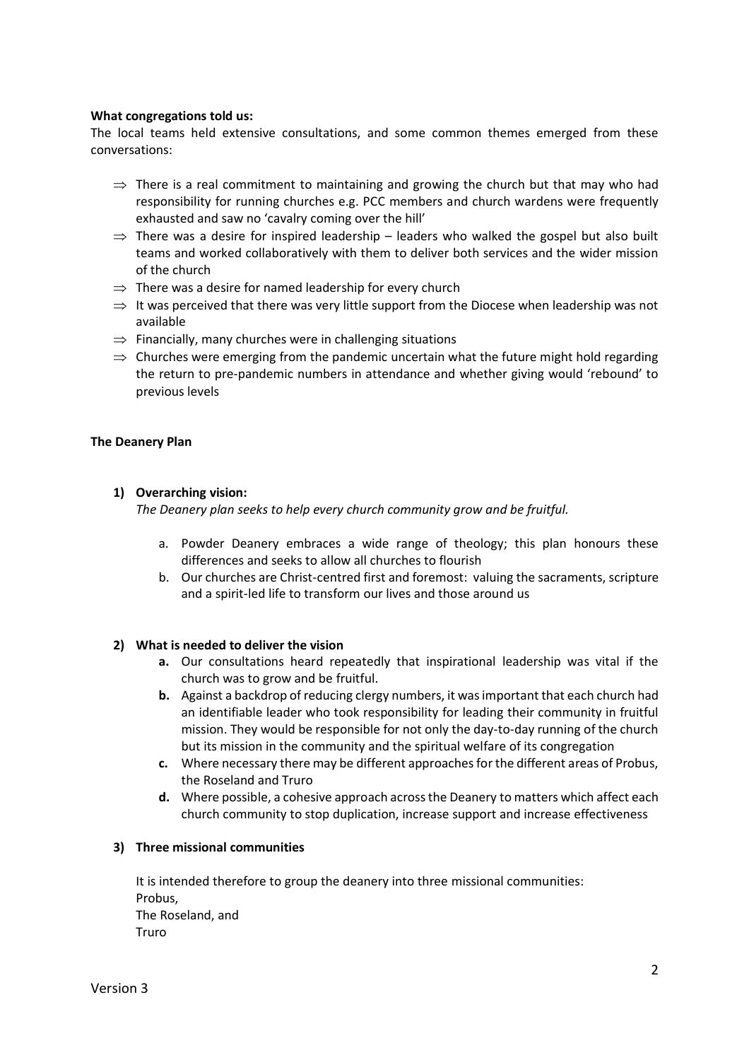**What congregations told us:**

The local teams held extensive consultations, and some common themes emerged from these conversations:

⇒ There is a real commitment to maintaining and growing the church but that may who had responsibility for running churches e.g. PCC members and church wardens were frequently exhausted and saw no 'cavalry coming over the hill'

⇒ There was a desire for inspired leadership – leaders who walked the gospel but also built teams and worked collaboratively with them to deliver both services and the wider mission of the church

⇒ There was a desire for named leadership for every church

⇒ It was perceived that there was very little support from the Diocese when leadership was not available

⇒ Financially, many churches were in challenging situations

⇒ Churches were emerging from the pandemic uncertain what the future might hold regarding the return to pre-pandemic numbers in attendance and whether giving would 'rebound' to previous levels

**The Deanery Plan**

**1) Overarching vision:**

*The Deanery plan seeks to help every church community grow and be fruitful.*

a. Powder Deanery embraces a wide range of theology; this plan honours these differences and seeks to allow all churches to flourish

b. Our churches are Christ-centred first and foremost: valuing the sacraments, scripture and a spirit-led life to transform our lives and those around us

**2) What is needed to deliver the vision**

**a.** Our consultations heard repeatedly that inspirational leadership was vital if the church was to grow and be fruitful.

**b.** Against a backdrop of reducing clergy numbers, it was important that each church had an identifiable leader who took responsibility for leading their community in fruitful mission. They would be responsible for not only the day-to-day running of the church but its mission in the community and the spiritual welfare of its congregation

**c.** Where necessary there may be different approaches for the different areas of Probus, the Roseland and Truro

**d.** Where possible, a cohesive approach across the Deanery to matters which affect each church community to stop duplication, increase support and increase effectiveness

**3) Three missional communities**

It is intended therefore to group the deanery into three missional communities:
Probus,
The Roseland, and
Truro

Version 3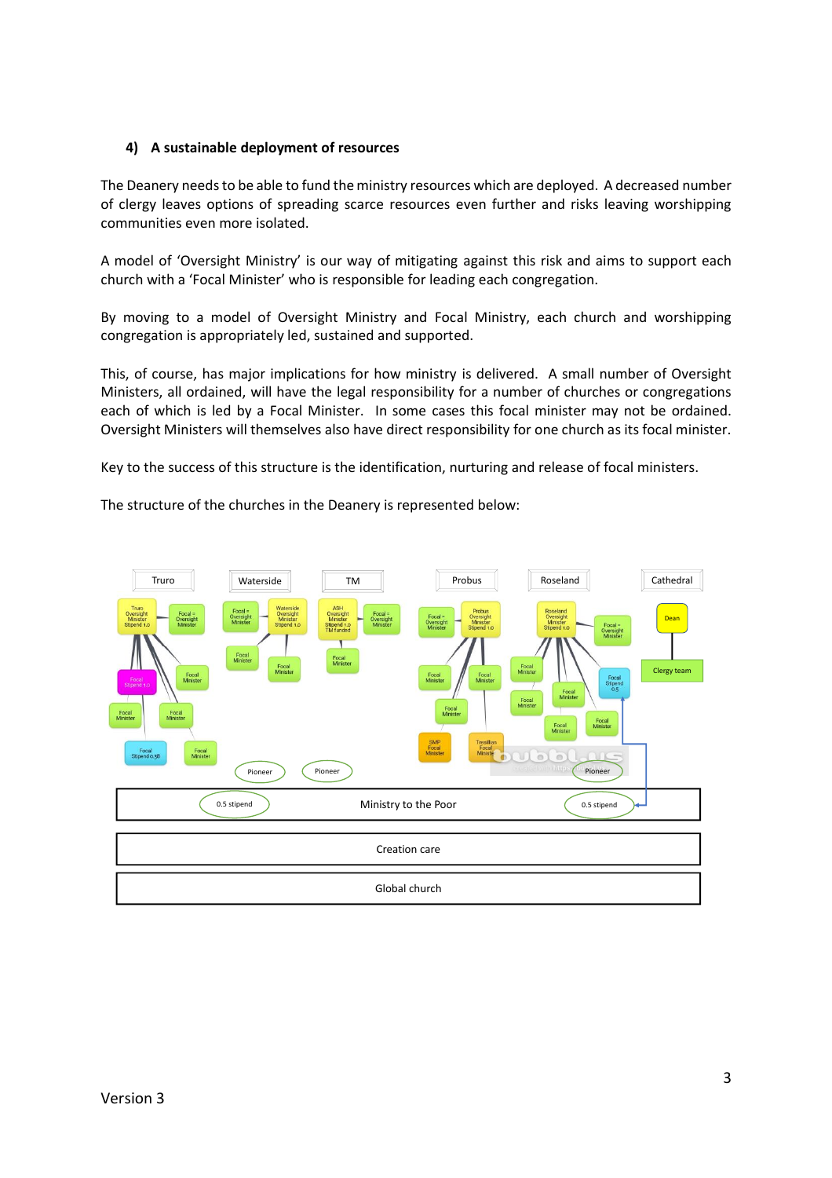### 4) A sustainable deployment of resources

The Deanery needs to be able to fund the ministry resources which are deployed. A decreased number of clergy leaves options of spreading scarce resources even further and risks leaving worshipping communities even more isolated.

A model of 'Oversight Ministry' is our way of mitigating against this risk and aims to support each church with a 'Focal Minister' who is responsible for leading each congregation.

By moving to a model of Oversight Ministry and Focal Ministry, each church and worshipping congregation is appropriately led, sustained and supported.

This, of course, has major implications for how ministry is delivered. A small number of Oversight Ministers, all ordained, will have the legal responsibility for a number of churches or congregations each of which is led by a Focal Minister. In some cases this focal minister may not be ordained. Oversight Ministers will themselves also have direct responsibility for one church as its focal minister.

Key to the success of this structure is the identification, nurturing and release of focal ministers.

The structure of the churches in the Deanery is represented below:

Truro | Waterside | TM | Probus | Roseland | Cathedral

Truro Oversight Minister Stipend 1.0 | Focal = Oversight Minister | Focal Stipend 1.0 | Focal Minister | Focal Minister | Focal Minister | Focal Stipend 0.38 | Focal Minister

Focal = Oversight Minister | Waterside Oversight Minister Stipend 1.0 | Focal Minister | Focal Minister

ASH Oversight Minister Stipend 1.0 TM funded | Focal = Oversight Minister | Focal Minister

Focal = Oversight Minister | Probus Oversight Minister Stipend 1.0 | Focal Minister | Focal Minister | Focal Minister | SMP Focal Minister | Tresillian Focal Minister

Roseland Oversight Minister Stipend 1.0 | Focal = Oversight Minister | Focal Minister | Focal Minister | Focal Minister | Focal Minister | Focal Minister | Focal Stipend 0.5

Dean | Clergy team

Pioneer | Pioneer | Pioneer

0.5 stipend | Ministry to the Poor | 0.5 stipend

Creation care

Global church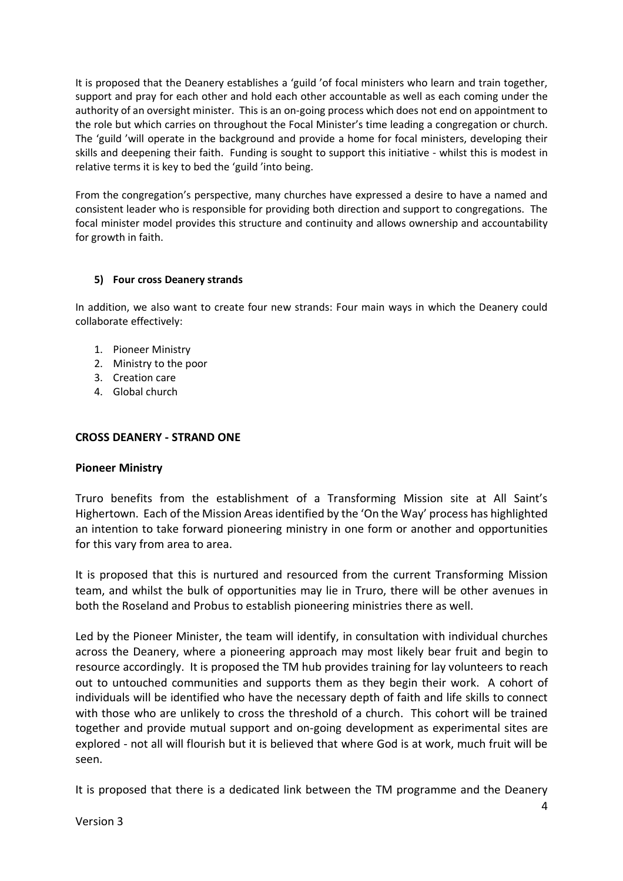It is proposed that the Deanery establishes a 'guild 'of focal ministers who learn and train together, support and pray for each other and hold each other accountable as well as each coming under the authority of an oversight minister. This is an on-going process which does not end on appointment to the role but which carries on throughout the Focal Minister's time leading a congregation or church. The 'guild 'will operate in the background and provide a home for focal ministers, developing their skills and deepening their faith. Funding is sought to support this initiative - whilst this is modest in relative terms it is key to bed the 'guild 'into being.

From the congregation's perspective, many churches have expressed a desire to have a named and consistent leader who is responsible for providing both direction and support to congregations. The focal minister model provides this structure and continuity and allows ownership and accountability for growth in faith.

**5) Four cross Deanery strands**

In addition, we also want to create four new strands: Four main ways in which the Deanery could collaborate effectively:

1. Pioneer Ministry
2. Ministry to the poor
3. Creation care
4. Global church

## CROSS DEANERY - STRAND ONE

### Pioneer Ministry

Truro benefits from the establishment of a Transforming Mission site at All Saint's Highertown. Each of the Mission Areas identified by the 'On the Way' process has highlighted an intention to take forward pioneering ministry in one form or another and opportunities for this vary from area to area.

It is proposed that this is nurtured and resourced from the current Transforming Mission team, and whilst the bulk of opportunities may lie in Truro, there will be other avenues in both the Roseland and Probus to establish pioneering ministries there as well.

Led by the Pioneer Minister, the team will identify, in consultation with individual churches across the Deanery, where a pioneering approach may most likely bear fruit and begin to resource accordingly. It is proposed the TM hub provides training for lay volunteers to reach out to untouched communities and supports them as they begin their work. A cohort of individuals will be identified who have the necessary depth of faith and life skills to connect with those who are unlikely to cross the threshold of a church. This cohort will be trained together and provide mutual support and on-going development as experimental sites are explored - not all will flourish but it is believed that where God is at work, much fruit will be seen.

It is proposed that there is a dedicated link between the TM programme and the Deanery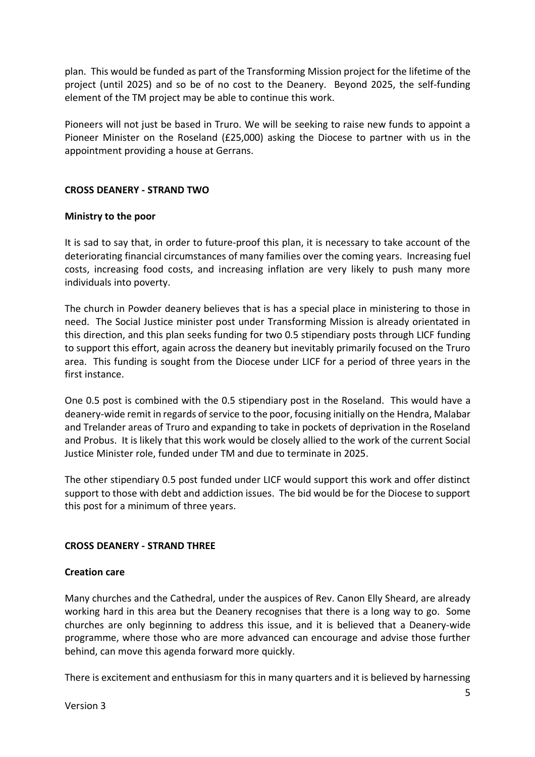plan. This would be funded as part of the Transforming Mission project for the lifetime of the project (until 2025) and so be of no cost to the Deanery. Beyond 2025, the self-funding element of the TM project may be able to continue this work.

Pioneers will not just be based in Truro. We will be seeking to raise new funds to appoint a Pioneer Minister on the Roseland (£25,000) asking the Diocese to partner with us in the appointment providing a house at Gerrans.

**CROSS DEANERY - STRAND TWO**

**Ministry to the poor**

It is sad to say that, in order to future-proof this plan, it is necessary to take account of the deteriorating financial circumstances of many families over the coming years. Increasing fuel costs, increasing food costs, and increasing inflation are very likely to push many more individuals into poverty.

The church in Powder deanery believes that is has a special place in ministering to those in need. The Social Justice minister post under Transforming Mission is already orientated in this direction, and this plan seeks funding for two 0.5 stipendiary posts through LICF funding to support this effort, again across the deanery but inevitably primarily focused on the Truro area. This funding is sought from the Diocese under LICF for a period of three years in the first instance.

One 0.5 post is combined with the 0.5 stipendiary post in the Roseland. This would have a deanery-wide remit in regards of service to the poor, focusing initially on the Hendra, Malabar and Trelander areas of Truro and expanding to take in pockets of deprivation in the Roseland and Probus. It is likely that this work would be closely allied to the work of the current Social Justice Minister role, funded under TM and due to terminate in 2025.

The other stipendiary 0.5 post funded under LICF would support this work and offer distinct support to those with debt and addiction issues. The bid would be for the Diocese to support this post for a minimum of three years.

**CROSS DEANERY - STRAND THREE**

**Creation care**

Many churches and the Cathedral, under the auspices of Rev. Canon Elly Sheard, are already working hard in this area but the Deanery recognises that there is a long way to go. Some churches are only beginning to address this issue, and it is believed that a Deanery-wide programme, where those who are more advanced can encourage and advise those further behind, can move this agenda forward more quickly.

There is excitement and enthusiasm for this in many quarters and it is believed by harnessing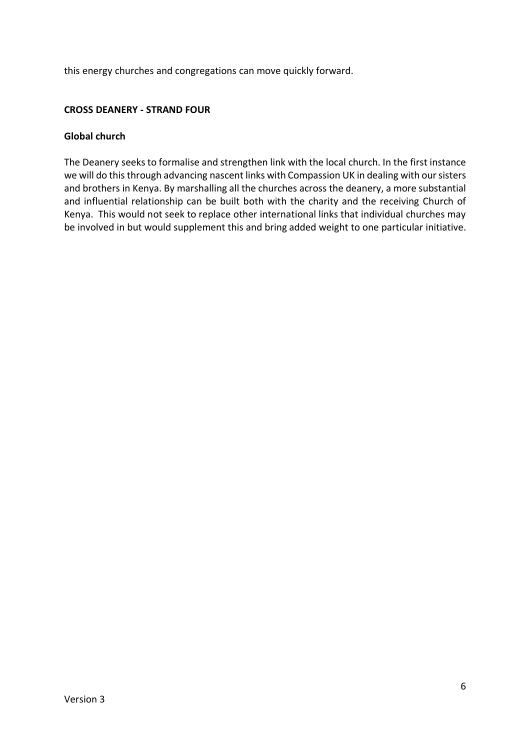this energy churches and congregations can move quickly forward.

**CROSS DEANERY - STRAND FOUR**

**Global church**

The Deanery seeks to formalise and strengthen link with the local church. In the first instance we will do this through advancing nascent links with Compassion UK in dealing with our sisters and brothers in Kenya. By marshalling all the churches across the deanery, a more substantial and influential relationship can be built both with the charity and the receiving Church of Kenya. This would not seek to replace other international links that individual churches may be involved in but would supplement this and bring added weight to one particular initiative.